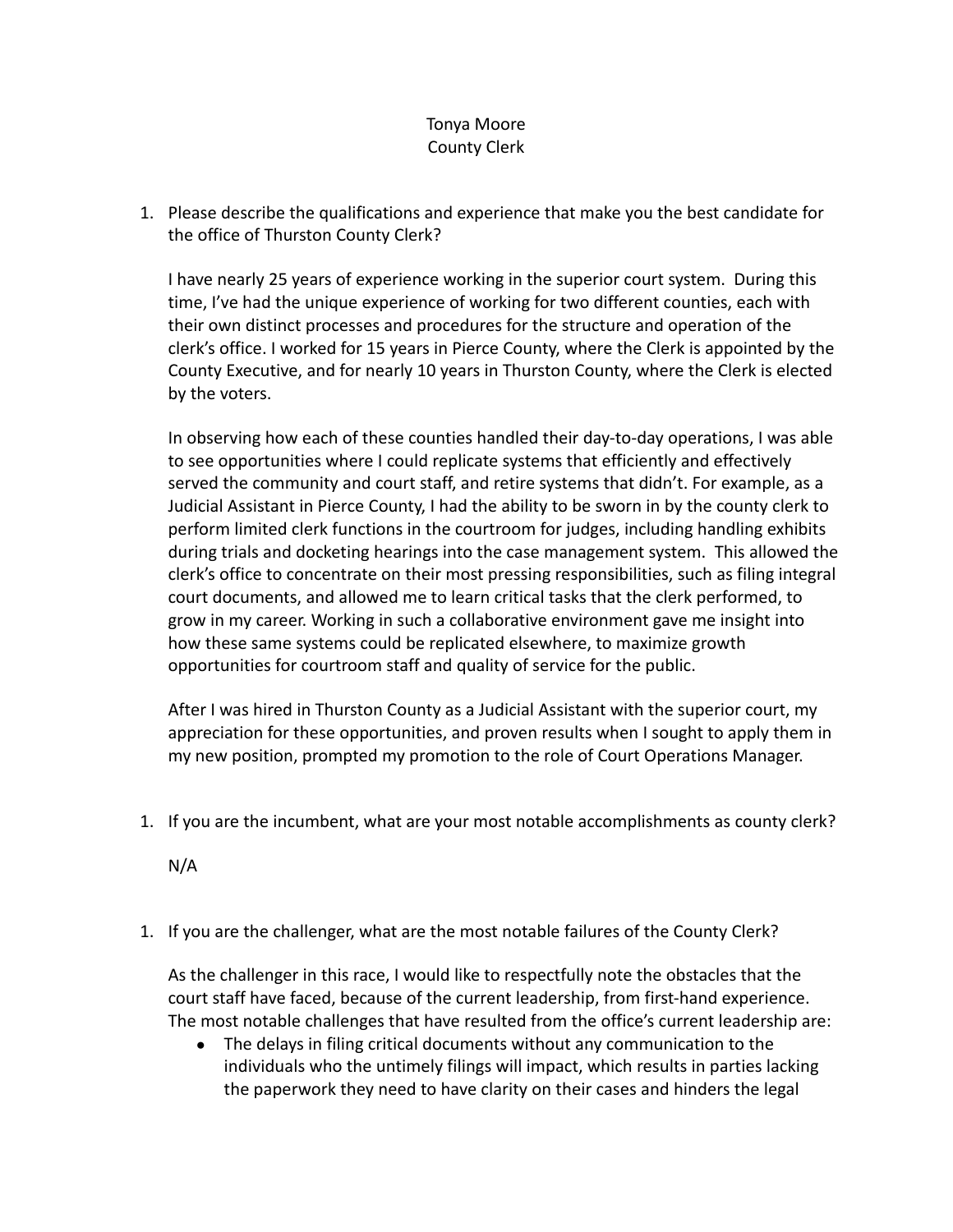Tonya Moore
County Clerk

1. Please describe the qualifications and experience that make you the best candidate for the office of Thurston County Clerk?

   I have nearly 25 years of experience working in the superior court system. During this time, I've had the unique experience of working for two different counties, each with their own distinct processes and procedures for the structure and operation of the clerk's office. I worked for 15 years in Pierce County, where the Clerk is appointed by the County Executive, and for nearly 10 years in Thurston County, where the Clerk is elected by the voters.

   In observing how each of these counties handled their day-to-day operations, I was able to see opportunities where I could replicate systems that efficiently and effectively served the community and court staff, and retire systems that didn't. For example, as a Judicial Assistant in Pierce County, I had the ability to be sworn in by the county clerk to perform limited clerk functions in the courtroom for judges, including handling exhibits during trials and docketing hearings into the case management system. This allowed the clerk's office to concentrate on their most pressing responsibilities, such as filing integral court documents, and allowed me to learn critical tasks that the clerk performed, to grow in my career. Working in such a collaborative environment gave me insight into how these same systems could be replicated elsewhere, to maximize growth opportunities for courtroom staff and quality of service for the public.

   After I was hired in Thurston County as a Judicial Assistant with the superior court, my appreciation for these opportunities, and proven results when I sought to apply them in my new position, prompted my promotion to the role of Court Operations Manager.

1. If you are the incumbent, what are your most notable accomplishments as county clerk?

   N/A

1. If you are the challenger, what are the most notable failures of the County Clerk?

   As the challenger in this race, I would like to respectfully note the obstacles that the court staff have faced, because of the current leadership, from first-hand experience. The most notable challenges that have resulted from the office's current leadership are:

   - The delays in filing critical documents without any communication to the individuals who the untimely filings will impact, which results in parties lacking the paperwork they need to have clarity on their cases and hinders the legal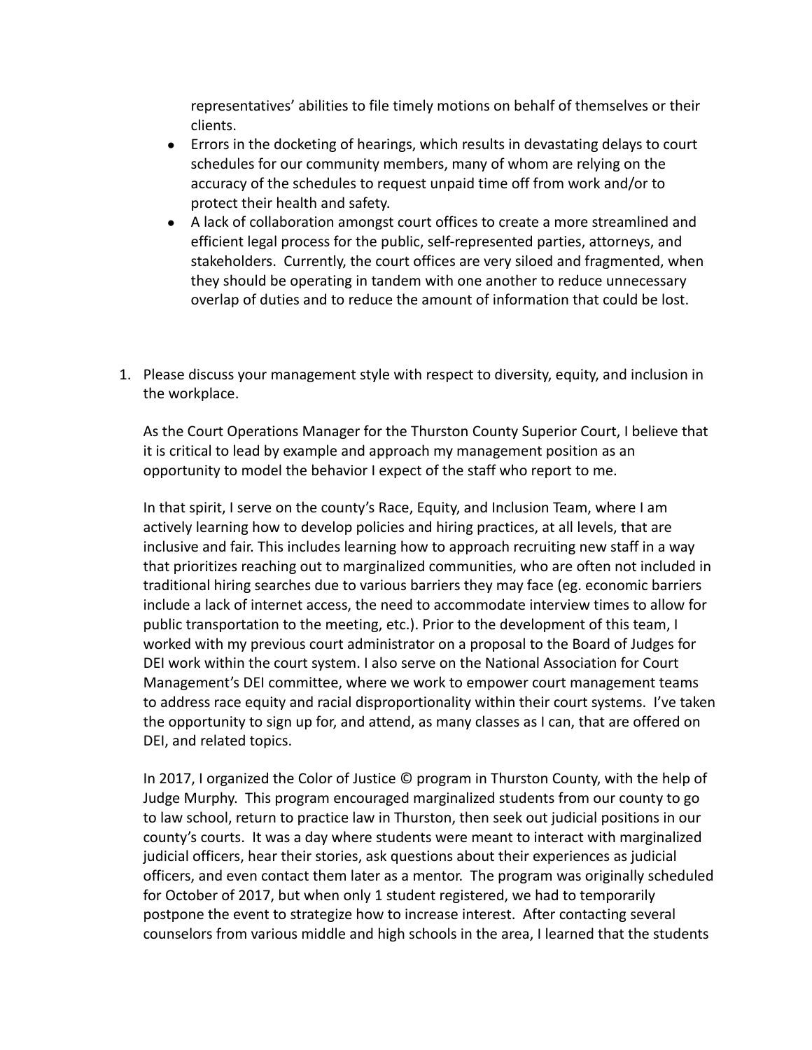representatives' abilities to file timely motions on behalf of themselves or their clients.

- Errors in the docketing of hearings, which results in devastating delays to court schedules for our community members, many of whom are relying on the accuracy of the schedules to request unpaid time off from work and/or to protect their health and safety.
- A lack of collaboration amongst court offices to create a more streamlined and efficient legal process for the public, self-represented parties, attorneys, and stakeholders. Currently, the court offices are very siloed and fragmented, when they should be operating in tandem with one another to reduce unnecessary overlap of duties and to reduce the amount of information that could be lost.

1. Please discuss your management style with respect to diversity, equity, and inclusion in the workplace.

   As the Court Operations Manager for the Thurston County Superior Court, I believe that it is critical to lead by example and approach my management position as an opportunity to model the behavior I expect of the staff who report to me.

   In that spirit, I serve on the county's Race, Equity, and Inclusion Team, where I am actively learning how to develop policies and hiring practices, at all levels, that are inclusive and fair. This includes learning how to approach recruiting new staff in a way that prioritizes reaching out to marginalized communities, who are often not included in traditional hiring searches due to various barriers they may face (eg. economic barriers include a lack of internet access, the need to accommodate interview times to allow for public transportation to the meeting, etc.). Prior to the development of this team, I worked with my previous court administrator on a proposal to the Board of Judges for DEI work within the court system. I also serve on the National Association for Court Management's DEI committee, where we work to empower court management teams to address race equity and racial disproportionality within their court systems. I've taken the opportunity to sign up for, and attend, as many classes as I can, that are offered on DEI, and related topics.

   In 2017, I organized the Color of Justice © program in Thurston County, with the help of Judge Murphy. This program encouraged marginalized students from our county to go to law school, return to practice law in Thurston, then seek out judicial positions in our county's courts. It was a day where students were meant to interact with marginalized judicial officers, hear their stories, ask questions about their experiences as judicial officers, and even contact them later as a mentor. The program was originally scheduled for October of 2017, but when only 1 student registered, we had to temporarily postpone the event to strategize how to increase interest. After contacting several counselors from various middle and high schools in the area, I learned that the students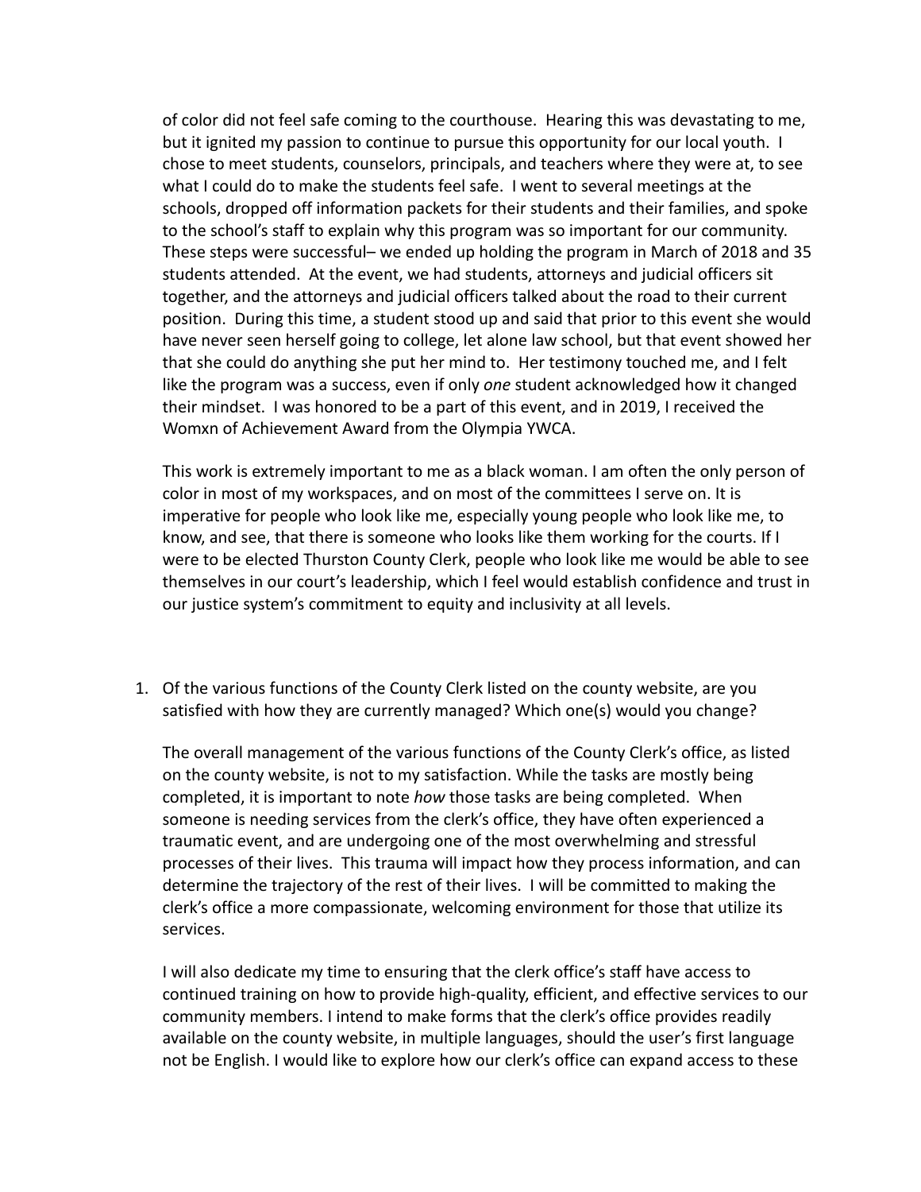of color did not feel safe coming to the courthouse. Hearing this was devastating to me, but it ignited my passion to continue to pursue this opportunity for our local youth. I chose to meet students, counselors, principals, and teachers where they were at, to see what I could do to make the students feel safe. I went to several meetings at the schools, dropped off information packets for their students and their families, and spoke to the school's staff to explain why this program was so important for our community. These steps were successful– we ended up holding the program in March of 2018 and 35 students attended. At the event, we had students, attorneys and judicial officers sit together, and the attorneys and judicial officers talked about the road to their current position. During this time, a student stood up and said that prior to this event she would have never seen herself going to college, let alone law school, but that event showed her that she could do anything she put her mind to. Her testimony touched me, and I felt like the program was a success, even if only *one* student acknowledged how it changed their mindset. I was honored to be a part of this event, and in 2019, I received the Womxn of Achievement Award from the Olympia YWCA.

This work is extremely important to me as a black woman. I am often the only person of color in most of my workspaces, and on most of the committees I serve on. It is imperative for people who look like me, especially young people who look like me, to know, and see, that there is someone who looks like them working for the courts. If I were to be elected Thurston County Clerk, people who look like me would be able to see themselves in our court's leadership, which I feel would establish confidence and trust in our justice system's commitment to equity and inclusivity at all levels.

1. Of the various functions of the County Clerk listed on the county website, are you satisfied with how they are currently managed? Which one(s) would you change?

   The overall management of the various functions of the County Clerk's office, as listed on the county website, is not to my satisfaction. While the tasks are mostly being completed, it is important to note *how* those tasks are being completed. When someone is needing services from the clerk's office, they have often experienced a traumatic event, and are undergoing one of the most overwhelming and stressful processes of their lives. This trauma will impact how they process information, and can determine the trajectory of the rest of their lives. I will be committed to making the clerk's office a more compassionate, welcoming environment for those that utilize its services.

   I will also dedicate my time to ensuring that the clerk office's staff have access to continued training on how to provide high-quality, efficient, and effective services to our community members. I intend to make forms that the clerk's office provides readily available on the county website, in multiple languages, should the user's first language not be English. I would like to explore how our clerk's office can expand access to these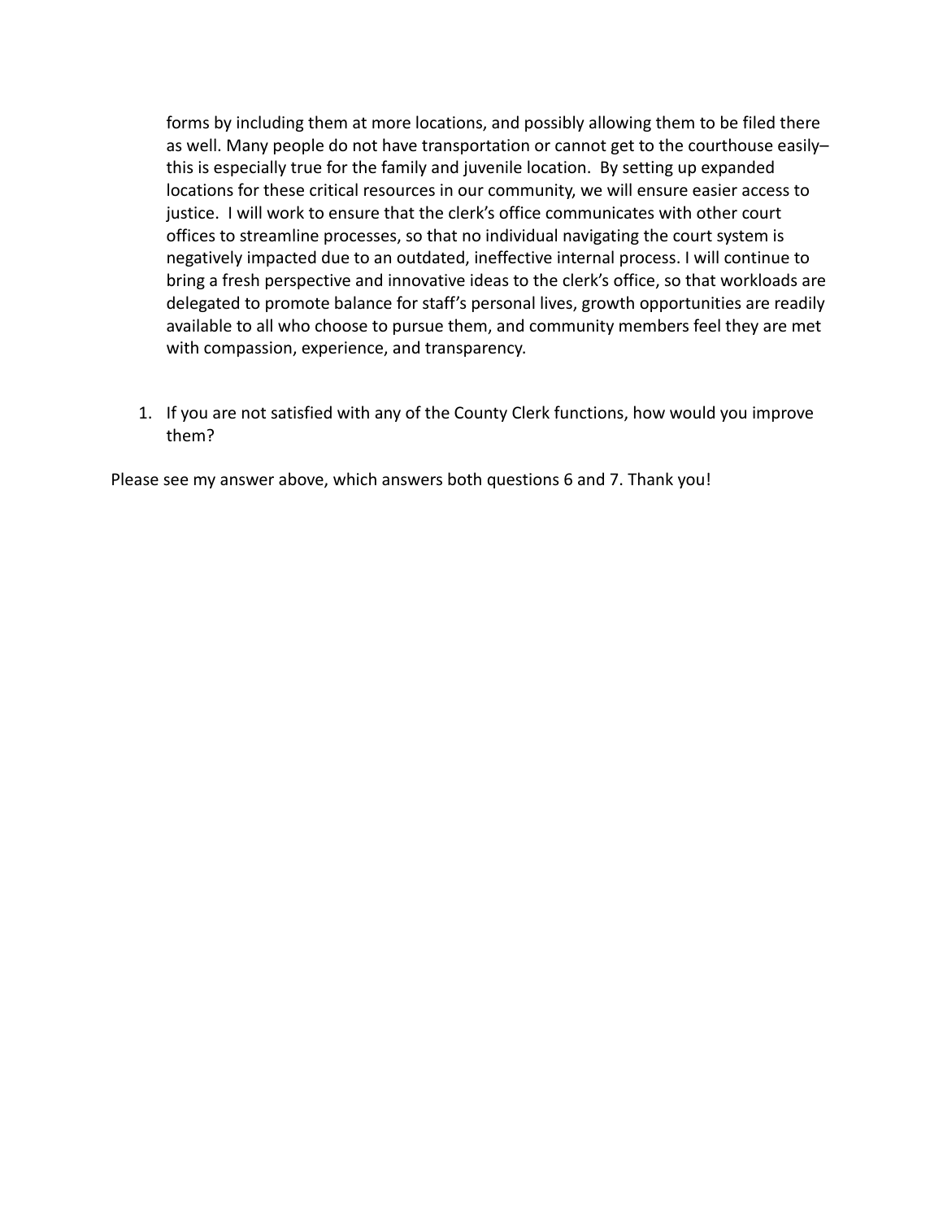forms by including them at more locations, and possibly allowing them to be filed there as well. Many people do not have transportation or cannot get to the courthouse easily– this is especially true for the family and juvenile location. By setting up expanded locations for these critical resources in our community, we will ensure easier access to justice. I will work to ensure that the clerk's office communicates with other court offices to streamline processes, so that no individual navigating the court system is negatively impacted due to an outdated, ineffective internal process. I will continue to bring a fresh perspective and innovative ideas to the clerk's office, so that workloads are delegated to promote balance for staff's personal lives, growth opportunities are readily available to all who choose to pursue them, and community members feel they are met with compassion, experience, and transparency.

1. If you are not satisfied with any of the County Clerk functions, how would you improve them?

Please see my answer above, which answers both questions 6 and 7. Thank you!